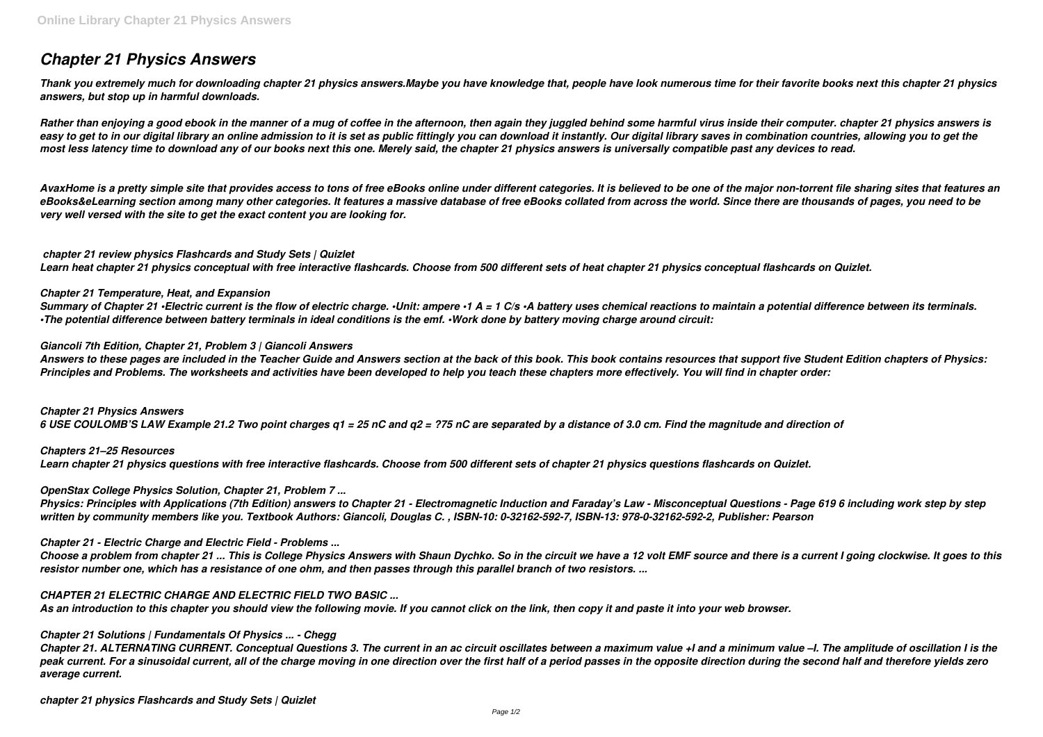# *Chapter 21 Physics Answers*

***Thank you extremely much for downloading chapter 21 physics answers.Maybe you have knowledge that, people have look numerous time for their favorite books next this chapter 21 physics answers, but stop up in harmful downloads.***

***Rather than enjoying a good ebook in the manner of a mug of coffee in the afternoon, then again they juggled behind some harmful virus inside their computer. chapter 21 physics answers is easy to get to in our digital library an online admission to it is set as public fittingly you can download it instantly. Our digital library saves in combination countries, allowing you to get the most less latency time to download any of our books next this one. Merely said, the chapter 21 physics answers is universally compatible past any devices to read.***

***AvaxHome is a pretty simple site that provides access to tons of free eBooks online under different categories. It is believed to be one of the major non-torrent file sharing sites that features an eBooks&eLearning section among many other categories. It features a massive database of free eBooks collated from across the world. Since there are thousands of pages, you need to be very well versed with the site to get the exact content you are looking for.***

***chapter 21 review physics Flashcards and Study Sets | Quizlet***

***Learn heat chapter 21 physics conceptual with free interactive flashcards. Choose from 500 different sets of heat chapter 21 physics conceptual flashcards on Quizlet.***

***Chapter 21 Temperature, Heat, and Expansion***

***Summary of Chapter 21 •Electric current is the flow of electric charge. •Unit: ampere •1 A = 1 C/s •A battery uses chemical reactions to maintain a potential difference between its terminals. •The potential difference between battery terminals in ideal conditions is the emf. •Work done by battery moving charge around circuit:***

***Giancoli 7th Edition, Chapter 21, Problem 3 | Giancoli Answers***

***Answers to these pages are included in the Teacher Guide and Answers section at the back of this book. This book contains resources that support five Student Edition chapters of Physics: Principles and Problems. The worksheets and activities have been developed to help you teach these chapters more effectively. You will find in chapter order:***

***Chapter 21 Physics Answers***

***6 USE COULOMB'S LAW Example 21.2 Two point charges q1 = 25 nC and q2 = ?75 nC are separated by a distance of 3.0 cm. Find the magnitude and direction of***

***Chapters 21–25 Resources***

***Learn chapter 21 physics questions with free interactive flashcards. Choose from 500 different sets of chapter 21 physics questions flashcards on Quizlet.***

***OpenStax College Physics Solution, Chapter 21, Problem 7 ...***

***Physics: Principles with Applications (7th Edition) answers to Chapter 21 - Electromagnetic Induction and Faraday's Law - Misconceptual Questions - Page 619 6 including work step by step written by community members like you. Textbook Authors: Giancoli, Douglas C. , ISBN-10: 0-32162-592-7, ISBN-13: 978-0-32162-592-2, Publisher: Pearson***

***Chapter 21 - Electric Charge and Electric Field - Problems ...***

***Choose a problem from chapter 21 ... This is College Physics Answers with Shaun Dychko. So in the circuit we have a 12 volt EMF source and there is a current I going clockwise. It goes to this resistor number one, which has a resistance of one ohm, and then passes through this parallel branch of two resistors. ...***

***CHAPTER 21 ELECTRIC CHARGE AND ELECTRIC FIELD TWO BASIC ...***

***As an introduction to this chapter you should view the following movie. If you cannot click on the link, then copy it and paste it into your web browser.***

***Chapter 21 Solutions | Fundamentals Of Physics ... - Chegg***

***Chapter 21. ALTERNATING CURRENT. Conceptual Questions 3. The current in an ac circuit oscillates between a maximum value +I and a minimum value –I. The amplitude of oscillation I is the peak current. For a sinusoidal current, all of the charge moving in one direction over the first half of a period passes in the opposite direction during the second half and therefore yields zero average current.***

***chapter 21 physics Flashcards and Study Sets | Quizlet***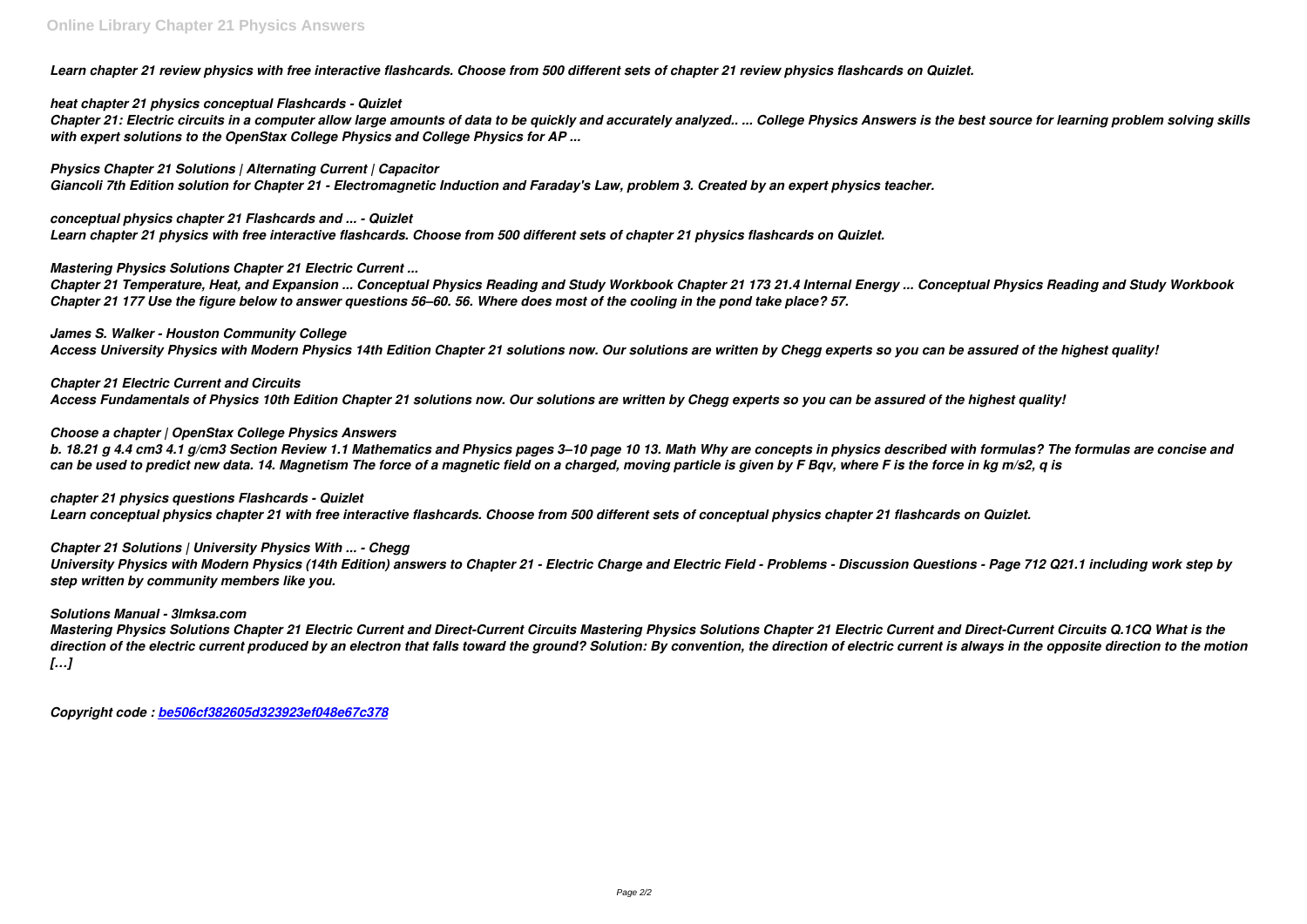*Learn chapter 21 review physics with free interactive flashcards. Choose from 500 different sets of chapter 21 review physics flashcards on Quizlet.*

***heat chapter 21 physics conceptual Flashcards - Quizlet***

*Chapter 21: Electric circuits in a computer allow large amounts of data to be quickly and accurately analyzed.. ... College Physics Answers is the best source for learning problem solving skills with expert solutions to the OpenStax College Physics and College Physics for AP ...*

***Physics Chapter 21 Solutions | Alternating Current | Capacitor***

*Giancoli 7th Edition solution for Chapter 21 - Electromagnetic Induction and Faraday's Law, problem 3. Created by an expert physics teacher.*

***conceptual physics chapter 21 Flashcards and ... - Quizlet***

*Learn chapter 21 physics with free interactive flashcards. Choose from 500 different sets of chapter 21 physics flashcards on Quizlet.*

***Mastering Physics Solutions Chapter 21 Electric Current ...***

*Chapter 21 Temperature, Heat, and Expansion ... Conceptual Physics Reading and Study Workbook Chapter 21 173 21.4 Internal Energy ... Conceptual Physics Reading and Study Workbook Chapter 21 177 Use the figure below to answer questions 56–60. 56. Where does most of the cooling in the pond take place? 57.*

***James S. Walker - Houston Community College***

*Access University Physics with Modern Physics 14th Edition Chapter 21 solutions now. Our solutions are written by Chegg experts so you can be assured of the highest quality!*

***Chapter 21 Electric Current and Circuits***

*Access Fundamentals of Physics 10th Edition Chapter 21 solutions now. Our solutions are written by Chegg experts so you can be assured of the highest quality!*

***Choose a chapter | OpenStax College Physics Answers***

*b. 18.21 g 4.4 cm3 4.1 g/cm3 Section Review 1.1 Mathematics and Physics pages 3–10 page 10 13. Math Why are concepts in physics described with formulas? The formulas are concise and can be used to predict new data. 14. Magnetism The force of a magnetic field on a charged, moving particle is given by F Bqv, where F is the force in kg m/s2, q is*

***chapter 21 physics questions Flashcards - Quizlet***

*Learn conceptual physics chapter 21 with free interactive flashcards. Choose from 500 different sets of conceptual physics chapter 21 flashcards on Quizlet.*

***Chapter 21 Solutions | University Physics With ... - Chegg***

*University Physics with Modern Physics (14th Edition) answers to Chapter 21 - Electric Charge and Electric Field - Problems - Discussion Questions - Page 712 Q21.1 including work step by step written by community members like you.*

***Solutions Manual - 3lmksa.com***

*Mastering Physics Solutions Chapter 21 Electric Current and Direct-Current Circuits Mastering Physics Solutions Chapter 21 Electric Current and Direct-Current Circuits Q.1CQ What is the direction of the electric current produced by an electron that falls toward the ground? Solution: By convention, the direction of electric current is always in the opposite direction to the motion […]*

***Copyright code : be506cf382605d323923ef048e67c378***